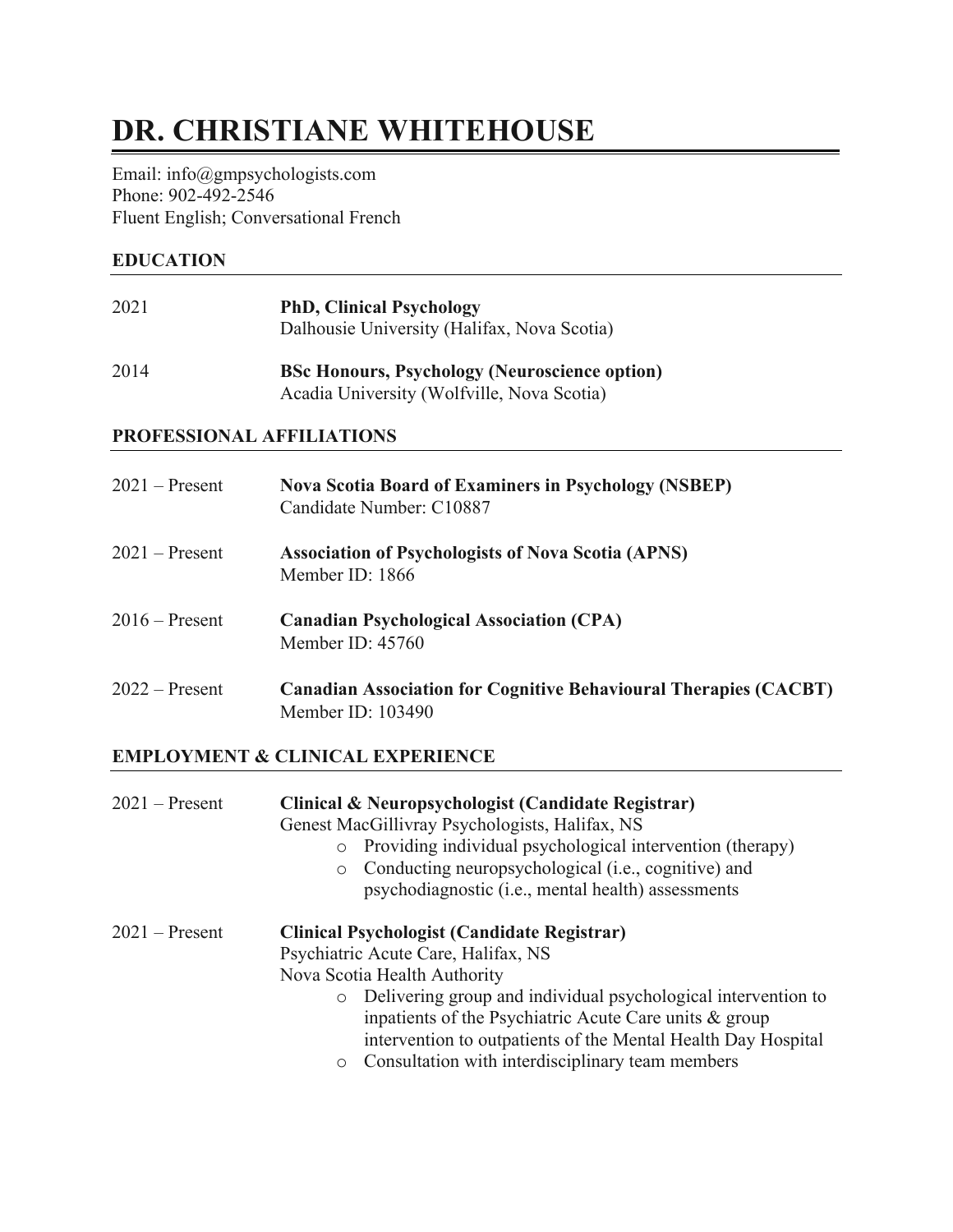# DR. CHRISTIANE WHITEHOUSE

Email: info@gmpsychologists.com
Phone: 902-492-2546
Fluent English; Conversational French

## EDUCATION

2021 — **PhD, Clinical Psychology**
Dalhousie University (Halifax, Nova Scotia)

2014 — **BSc Honours, Psychology (Neuroscience option)**
Acadia University (Wolfville, Nova Scotia)

## PROFESSIONAL AFFILIATIONS

2021 – Present — **Nova Scotia Board of Examiners in Psychology (NSBEP)**
Candidate Number: C10887

2021 – Present — **Association of Psychologists of Nova Scotia (APNS)**
Member ID: 1866

2016 – Present — **Canadian Psychological Association (CPA)**
Member ID: 45760

2022 – Present — **Canadian Association for Cognitive Behavioural Therapies (CACBT)**
Member ID: 103490

## EMPLOYMENT & CLINICAL EXPERIENCE

2021 – Present — **Clinical & Neuropsychologist (Candidate Registrar)**
Genest MacGillivray Psychologists, Halifax, NS

- Providing individual psychological intervention (therapy)
- Conducting neuropsychological (i.e., cognitive) and psychodiagnostic (i.e., mental health) assessments

2021 – Present — **Clinical Psychologist (Candidate Registrar)**
Psychiatric Acute Care, Halifax, NS
Nova Scotia Health Authority

- Delivering group and individual psychological intervention to inpatients of the Psychiatric Acute Care units & group intervention to outpatients of the Mental Health Day Hospital
- Consultation with interdisciplinary team members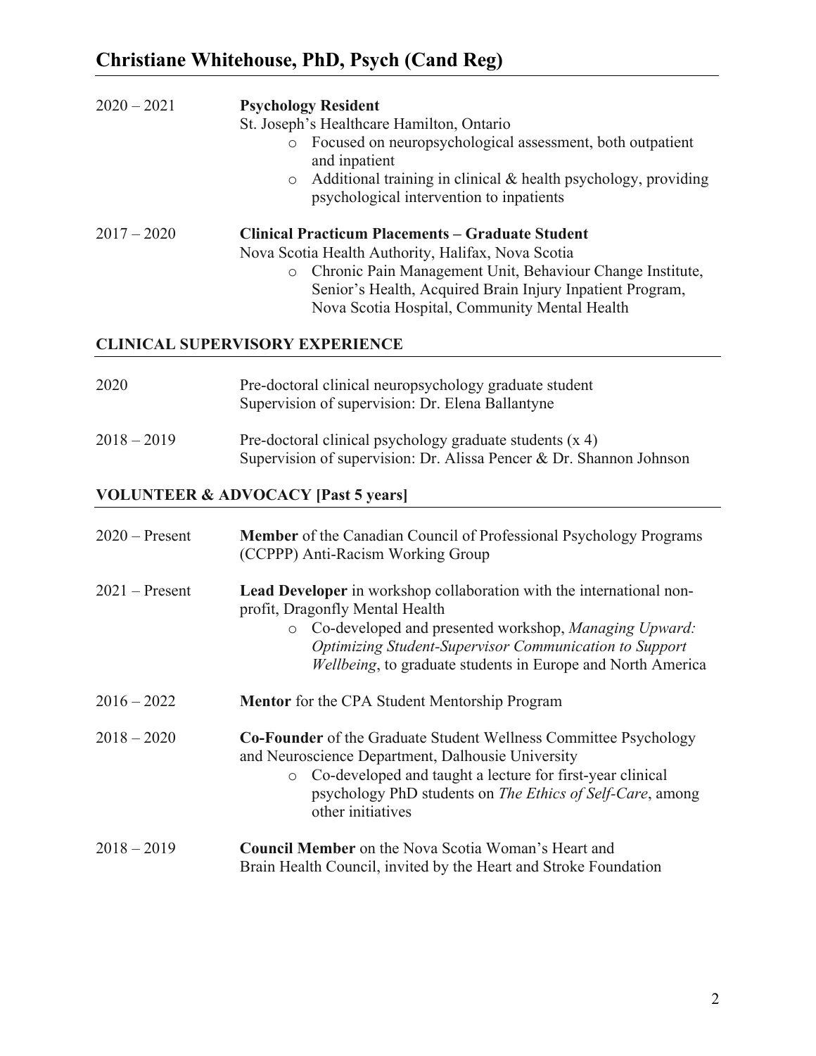**2020 – 2021** — **Psychology Resident**
St. Joseph's Healthcare Hamilton, Ontario
- Focused on neuropsychological assessment, both outpatient and inpatient
- Additional training in clinical & health psychology, providing psychological intervention to inpatients

**2017 – 2020** — **Clinical Practicum Placements – Graduate Student**
Nova Scotia Health Authority, Halifax, Nova Scotia
- Chronic Pain Management Unit, Behaviour Change Institute, Senior's Health, Acquired Brain Injury Inpatient Program, Nova Scotia Hospital, Community Mental Health

## CLINICAL SUPERVISORY EXPERIENCE

**2020** — Pre-doctoral clinical neuropsychology graduate student
Supervision of supervision: Dr. Elena Ballantyne

**2018 – 2019** — Pre-doctoral clinical psychology graduate students (x 4)
Supervision of supervision: Dr. Alissa Pencer & Dr. Shannon Johnson

## VOLUNTEER & ADVOCACY [Past 5 years]

**2020 – Present** — **Member** of the Canadian Council of Professional Psychology Programs (CCPPP) Anti-Racism Working Group

**2021 – Present** — **Lead Developer** in workshop collaboration with the international non-profit, Dragonfly Mental Health
- Co-developed and presented workshop, *Managing Upward: Optimizing Student-Supervisor Communication to Support Wellbeing*, to graduate students in Europe and North America

**2016 – 2022** — **Mentor** for the CPA Student Mentorship Program

**2018 – 2020** — **Co-Founder** of the Graduate Student Wellness Committee Psychology and Neuroscience Department, Dalhousie University
- Co-developed and taught a lecture for first-year clinical psychology PhD students on *The Ethics of Self-Care*, among other initiatives

**2018 – 2019** — **Council Member** on the Nova Scotia Woman's Heart and Brain Health Council, invited by the Heart and Stroke Foundation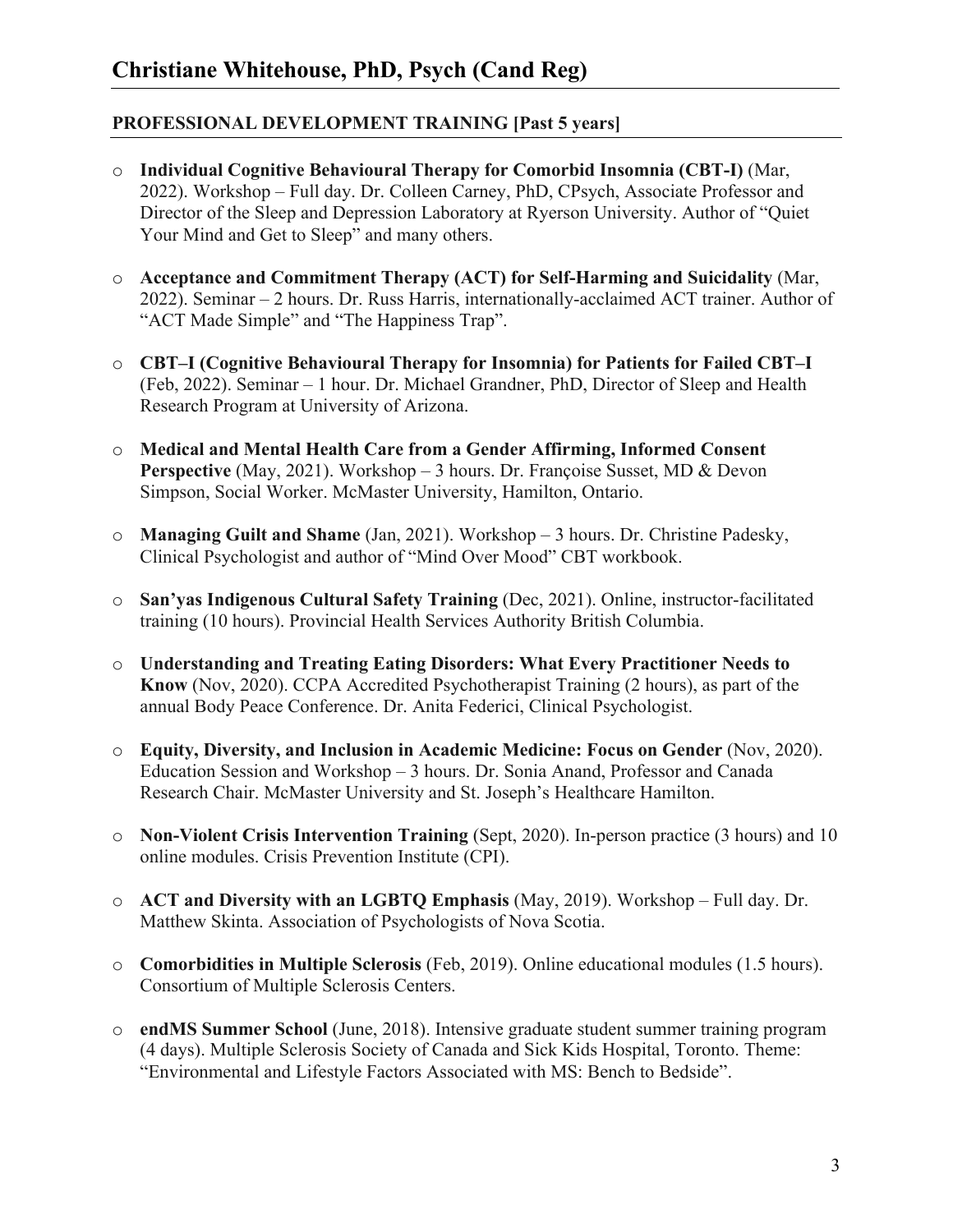## PROFESSIONAL DEVELOPMENT TRAINING [Past 5 years]

- **Individual Cognitive Behavioural Therapy for Comorbid Insomnia (CBT-I)** (Mar, 2022). Workshop – Full day. Dr. Colleen Carney, PhD, CPsych, Associate Professor and Director of the Sleep and Depression Laboratory at Ryerson University. Author of "Quiet Your Mind and Get to Sleep" and many others.

- **Acceptance and Commitment Therapy (ACT) for Self-Harming and Suicidality** (Mar, 2022). Seminar – 2 hours. Dr. Russ Harris, internationally-acclaimed ACT trainer. Author of "ACT Made Simple" and "The Happiness Trap".

- **CBT–I (Cognitive Behavioural Therapy for Insomnia) for Patients for Failed CBT–I** (Feb, 2022). Seminar – 1 hour. Dr. Michael Grandner, PhD, Director of Sleep and Health Research Program at University of Arizona.

- **Medical and Mental Health Care from a Gender Affirming, Informed Consent Perspective** (May, 2021). Workshop – 3 hours. Dr. Françoise Susset, MD & Devon Simpson, Social Worker. McMaster University, Hamilton, Ontario.

- **Managing Guilt and Shame** (Jan, 2021). Workshop – 3 hours. Dr. Christine Padesky, Clinical Psychologist and author of "Mind Over Mood" CBT workbook.

- **San'yas Indigenous Cultural Safety Training** (Dec, 2021). Online, instructor-facilitated training (10 hours). Provincial Health Services Authority British Columbia.

- **Understanding and Treating Eating Disorders: What Every Practitioner Needs to Know** (Nov, 2020). CCPA Accredited Psychotherapist Training (2 hours), as part of the annual Body Peace Conference. Dr. Anita Federici, Clinical Psychologist.

- **Equity, Diversity, and Inclusion in Academic Medicine: Focus on Gender** (Nov, 2020). Education Session and Workshop – 3 hours. Dr. Sonia Anand, Professor and Canada Research Chair. McMaster University and St. Joseph's Healthcare Hamilton.

- **Non-Violent Crisis Intervention Training** (Sept, 2020). In-person practice (3 hours) and 10 online modules. Crisis Prevention Institute (CPI).

- **ACT and Diversity with an LGBTQ Emphasis** (May, 2019). Workshop – Full day. Dr. Matthew Skinta. Association of Psychologists of Nova Scotia.

- **Comorbidities in Multiple Sclerosis** (Feb, 2019). Online educational modules (1.5 hours). Consortium of Multiple Sclerosis Centers.

- **endMS Summer School** (June, 2018). Intensive graduate student summer training program (4 days). Multiple Sclerosis Society of Canada and Sick Kids Hospital, Toronto. Theme: "Environmental and Lifestyle Factors Associated with MS: Bench to Bedside".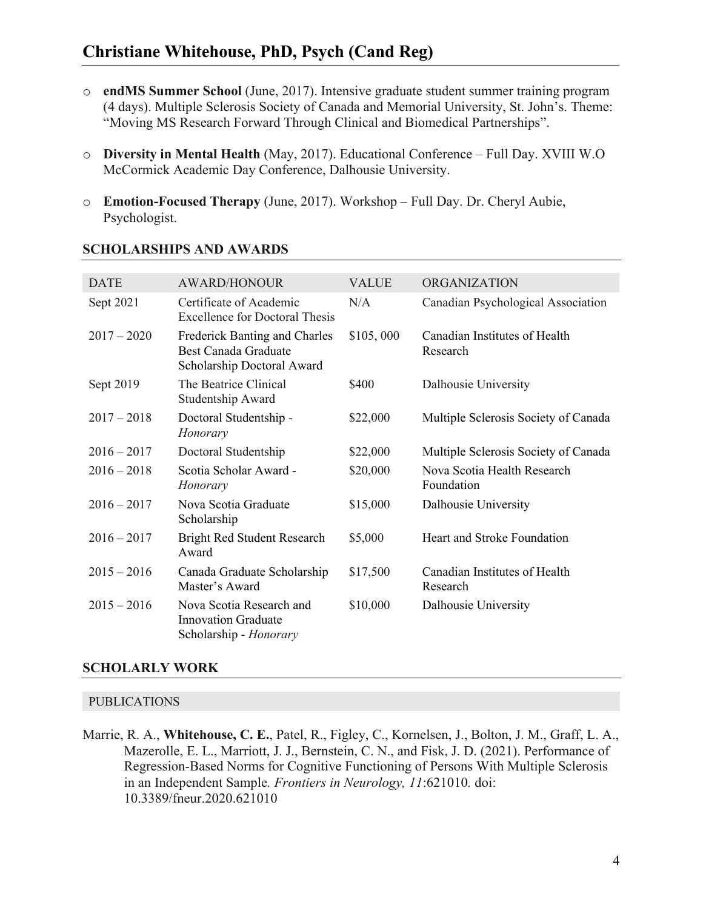- **endMS Summer School** (June, 2017). Intensive graduate student summer training program (4 days). Multiple Sclerosis Society of Canada and Memorial University, St. John's. Theme: "Moving MS Research Forward Through Clinical and Biomedical Partnerships".

- **Diversity in Mental Health** (May, 2017). Educational Conference – Full Day. XVIII W.O McCormick Academic Day Conference, Dalhousie University.

- **Emotion-Focused Therapy** (June, 2017). Workshop – Full Day. Dr. Cheryl Aubie, Psychologist.

## SCHOLARSHIPS AND AWARDS

| DATE | AWARD/HONOUR | VALUE | ORGANIZATION |
|---|---|---|---|
| Sept 2021 | Certificate of Academic Excellence for Doctoral Thesis | N/A | Canadian Psychological Association |
| 2017 – 2020 | Frederick Banting and Charles Best Canada Graduate Scholarship Doctoral Award | $105, 000 | Canadian Institutes of Health Research |
| Sept 2019 | The Beatrice Clinical Studentship Award | $400 | Dalhousie University |
| 2017 – 2018 | Doctoral Studentship - *Honorary* | $22,000 | Multiple Sclerosis Society of Canada |
| 2016 – 2017 | Doctoral Studentship | $22,000 | Multiple Sclerosis Society of Canada |
| 2016 – 2018 | Scotia Scholar Award - *Honorary* | $20,000 | Nova Scotia Health Research Foundation |
| 2016 – 2017 | Nova Scotia Graduate Scholarship | $15,000 | Dalhousie University |
| 2016 – 2017 | Bright Red Student Research Award | $5,000 | Heart and Stroke Foundation |
| 2015 – 2016 | Canada Graduate Scholarship Master's Award | $17,500 | Canadian Institutes of Health Research |
| 2015 – 2016 | Nova Scotia Research and Innovation Graduate Scholarship - *Honorary* | $10,000 | Dalhousie University |

## SCHOLARLY WORK

### PUBLICATIONS

Marrie, R. A., **Whitehouse, C. E.**, Patel, R., Figley, C., Kornelsen, J., Bolton, J. M., Graff, L. A., Mazerolle, E. L., Marriott, J. J., Bernstein, C. N., and Fisk, J. D. (2021). Performance of Regression-Based Norms for Cognitive Functioning of Persons With Multiple Sclerosis in an Independent Sample*. Frontiers in Neurology, 11*:621010*.* doi: 10.3389/fneur.2020.621010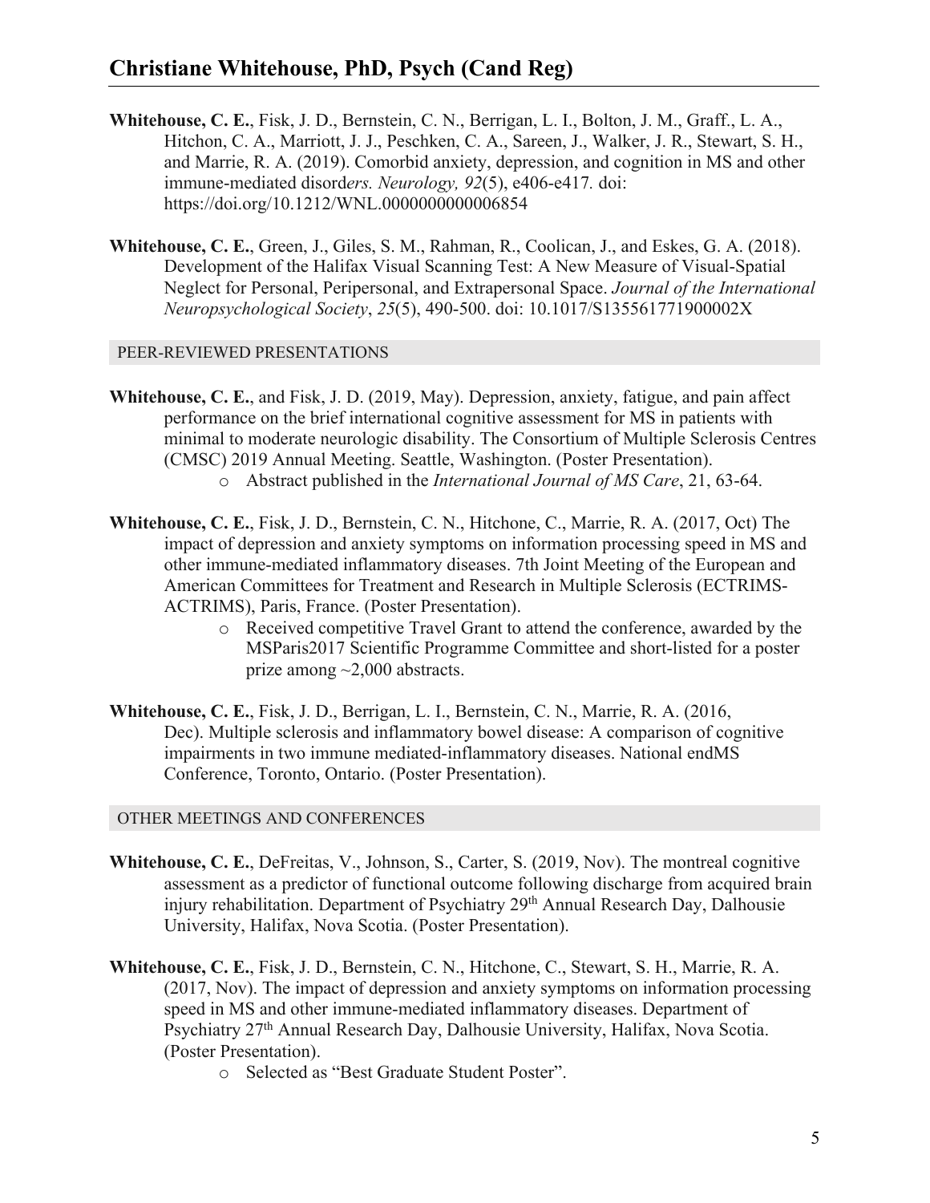**Whitehouse, C. E.**, Fisk, J. D., Bernstein, C. N., Berrigan, L. I., Bolton, J. M., Graff., L. A., Hitchon, C. A., Marriott, J. J., Peschken, C. A., Sareen, J., Walker, J. R., Stewart, S. H., and Marrie, R. A. (2019). Comorbid anxiety, depression, and cognition in MS and other immune-mediated disord*ers. Neurology, 92*(5), e406-e417*.* doi: https://doi.org/10.1212/WNL.0000000000006854

**Whitehouse, C. E.**, Green, J., Giles, S. M., Rahman, R., Coolican, J., and Eskes, G. A. (2018). Development of the Halifax Visual Scanning Test: A New Measure of Visual-Spatial Neglect for Personal, Peripersonal, and Extrapersonal Space. *Journal of the International Neuropsychological Society*, *25*(5), 490-500. doi: 10.1017/S135561771900002X

## PEER-REVIEWED PRESENTATIONS

**Whitehouse, C. E.**, and Fisk, J. D. (2019, May). Depression, anxiety, fatigue, and pain affect performance on the brief international cognitive assessment for MS in patients with minimal to moderate neurologic disability. The Consortium of Multiple Sclerosis Centres (CMSC) 2019 Annual Meeting. Seattle, Washington. (Poster Presentation).

- Abstract published in the *International Journal of MS Care*, 21, 63-64.

**Whitehouse, C. E.**, Fisk, J. D., Bernstein, C. N., Hitchone, C., Marrie, R. A. (2017, Oct) The impact of depression and anxiety symptoms on information processing speed in MS and other immune-mediated inflammatory diseases. 7th Joint Meeting of the European and American Committees for Treatment and Research in Multiple Sclerosis (ECTRIMS-ACTRIMS), Paris, France. (Poster Presentation).

- Received competitive Travel Grant to attend the conference, awarded by the MSParis2017 Scientific Programme Committee and short-listed for a poster prize among ~2,000 abstracts.

**Whitehouse, C. E.**, Fisk, J. D., Berrigan, L. I., Bernstein, C. N., Marrie, R. A. (2016, Dec). Multiple sclerosis and inflammatory bowel disease: A comparison of cognitive impairments in two immune mediated-inflammatory diseases. National endMS Conference, Toronto, Ontario. (Poster Presentation).

## OTHER MEETINGS AND CONFERENCES

**Whitehouse, C. E.**, DeFreitas, V., Johnson, S., Carter, S. (2019, Nov). The montreal cognitive assessment as a predictor of functional outcome following discharge from acquired brain injury rehabilitation. Department of Psychiatry 29th Annual Research Day, Dalhousie University, Halifax, Nova Scotia. (Poster Presentation).

**Whitehouse, C. E.**, Fisk, J. D., Bernstein, C. N., Hitchone, C., Stewart, S. H., Marrie, R. A. (2017, Nov). The impact of depression and anxiety symptoms on information processing speed in MS and other immune-mediated inflammatory diseases. Department of Psychiatry 27th Annual Research Day, Dalhousie University, Halifax, Nova Scotia. (Poster Presentation).

- Selected as "Best Graduate Student Poster".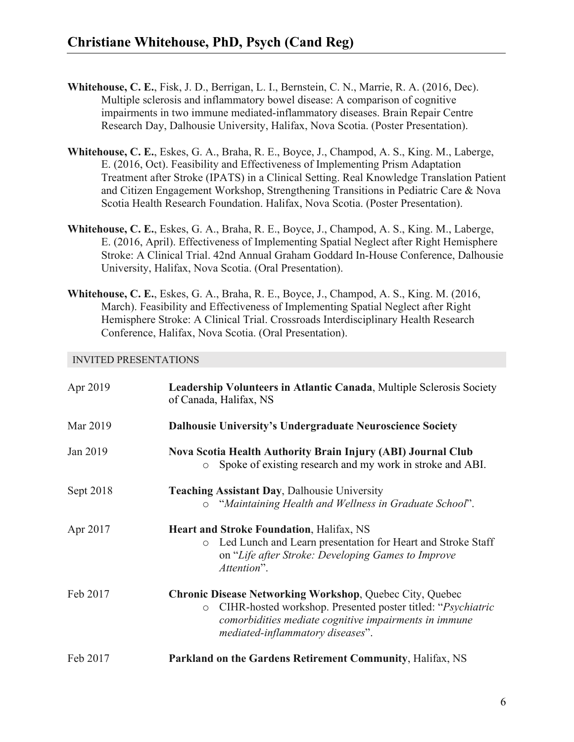**Whitehouse, C. E.**, Fisk, J. D., Berrigan, L. I., Bernstein, C. N., Marrie, R. A. (2016, Dec). Multiple sclerosis and inflammatory bowel disease: A comparison of cognitive impairments in two immune mediated-inflammatory diseases. Brain Repair Centre Research Day, Dalhousie University, Halifax, Nova Scotia. (Poster Presentation).

**Whitehouse, C. E.**, Eskes, G. A., Braha, R. E., Boyce, J., Champod, A. S., King. M., Laberge, E. (2016, Oct). Feasibility and Effectiveness of Implementing Prism Adaptation Treatment after Stroke (IPATS) in a Clinical Setting. Real Knowledge Translation Patient and Citizen Engagement Workshop, Strengthening Transitions in Pediatric Care & Nova Scotia Health Research Foundation. Halifax, Nova Scotia. (Poster Presentation).

**Whitehouse, C. E.**, Eskes, G. A., Braha, R. E., Boyce, J., Champod, A. S., King. M., Laberge, E. (2016, April). Effectiveness of Implementing Spatial Neglect after Right Hemisphere Stroke: A Clinical Trial. 42nd Annual Graham Goddard In-House Conference, Dalhousie University, Halifax, Nova Scotia. (Oral Presentation).

**Whitehouse, C. E.**, Eskes, G. A., Braha, R. E., Boyce, J., Champod, A. S., King. M. (2016, March). Feasibility and Effectiveness of Implementing Spatial Neglect after Right Hemisphere Stroke: A Clinical Trial. Crossroads Interdisciplinary Health Research Conference, Halifax, Nova Scotia. (Oral Presentation).

## INVITED PRESENTATIONS

Apr 2019 — **Leadership Volunteers in Atlantic Canada**, Multiple Sclerosis Society of Canada, Halifax, NS

Mar 2019 — **Dalhousie University's Undergraduate Neuroscience Society**

Jan 2019 — **Nova Scotia Health Authority Brain Injury (ABI) Journal Club**
- Spoke of existing research and my work in stroke and ABI.

Sept 2018 — **Teaching Assistant Day**, Dalhousie University
- "*Maintaining Health and Wellness in Graduate School*".

Apr 2017 — **Heart and Stroke Foundation**, Halifax, NS
- Led Lunch and Learn presentation for Heart and Stroke Staff on "*Life after Stroke: Developing Games to Improve Attention*".

Feb 2017 — **Chronic Disease Networking Workshop**, Quebec City, Quebec
- CIHR-hosted workshop. Presented poster titled: "*Psychiatric comorbidities mediate cognitive impairments in immune mediated-inflammatory diseases*".

Feb 2017 — **Parkland on the Gardens Retirement Community**, Halifax, NS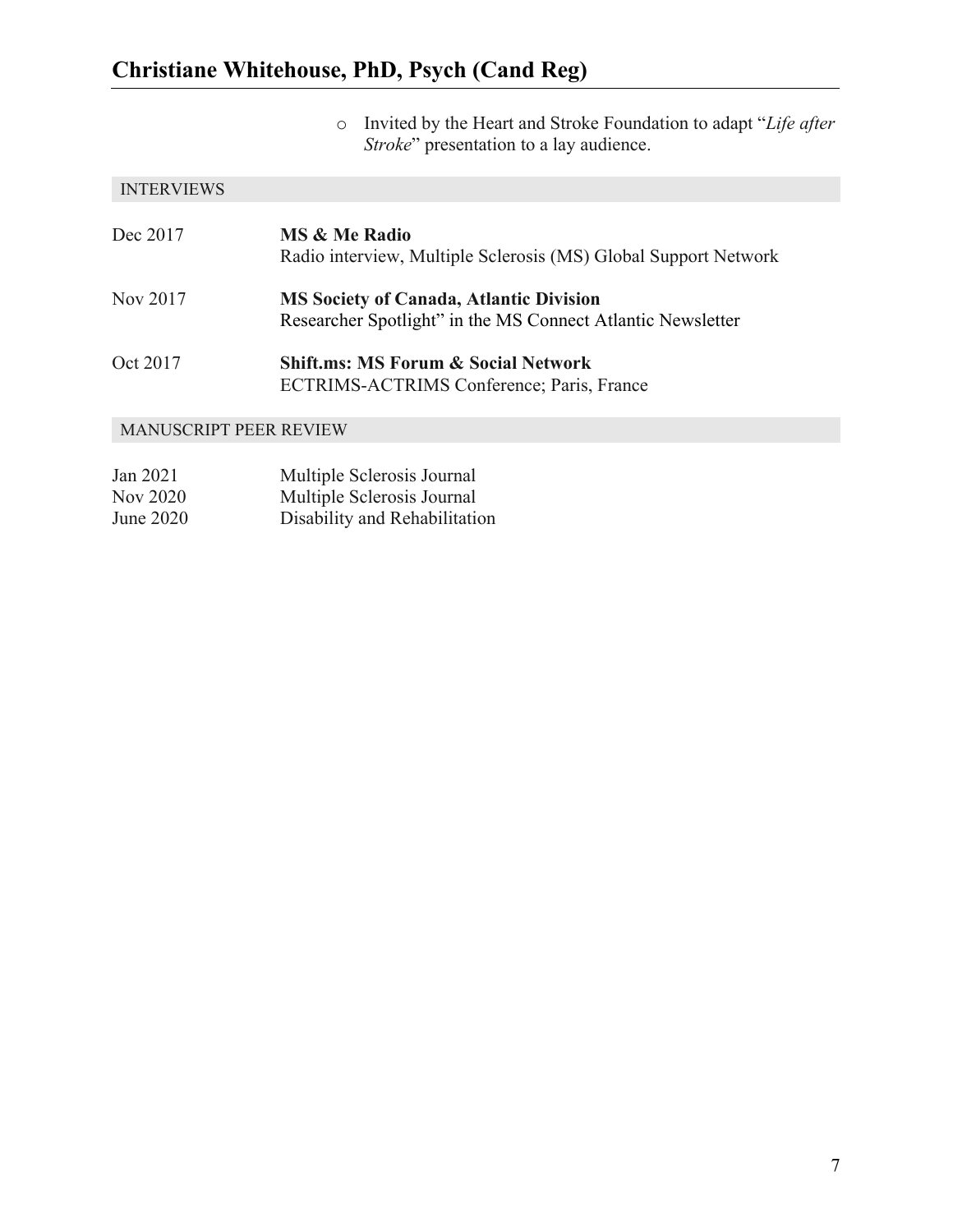- Invited by the Heart and Stroke Foundation to adapt "*Life after Stroke*" presentation to a lay audience.

## INTERVIEWS

Dec 2017 — **MS & Me Radio**
Radio interview, Multiple Sclerosis (MS) Global Support Network

Nov 2017 — **MS Society of Canada, Atlantic Division**
Researcher Spotlight" in the MS Connect Atlantic Newsletter

Oct 2017 — **Shift.ms: MS Forum & Social Network**
ECTRIMS-ACTRIMS Conference; Paris, France

## MANUSCRIPT PEER REVIEW

Jan 2021 — Multiple Sclerosis Journal
Nov 2020 — Multiple Sclerosis Journal
June 2020 — Disability and Rehabilitation